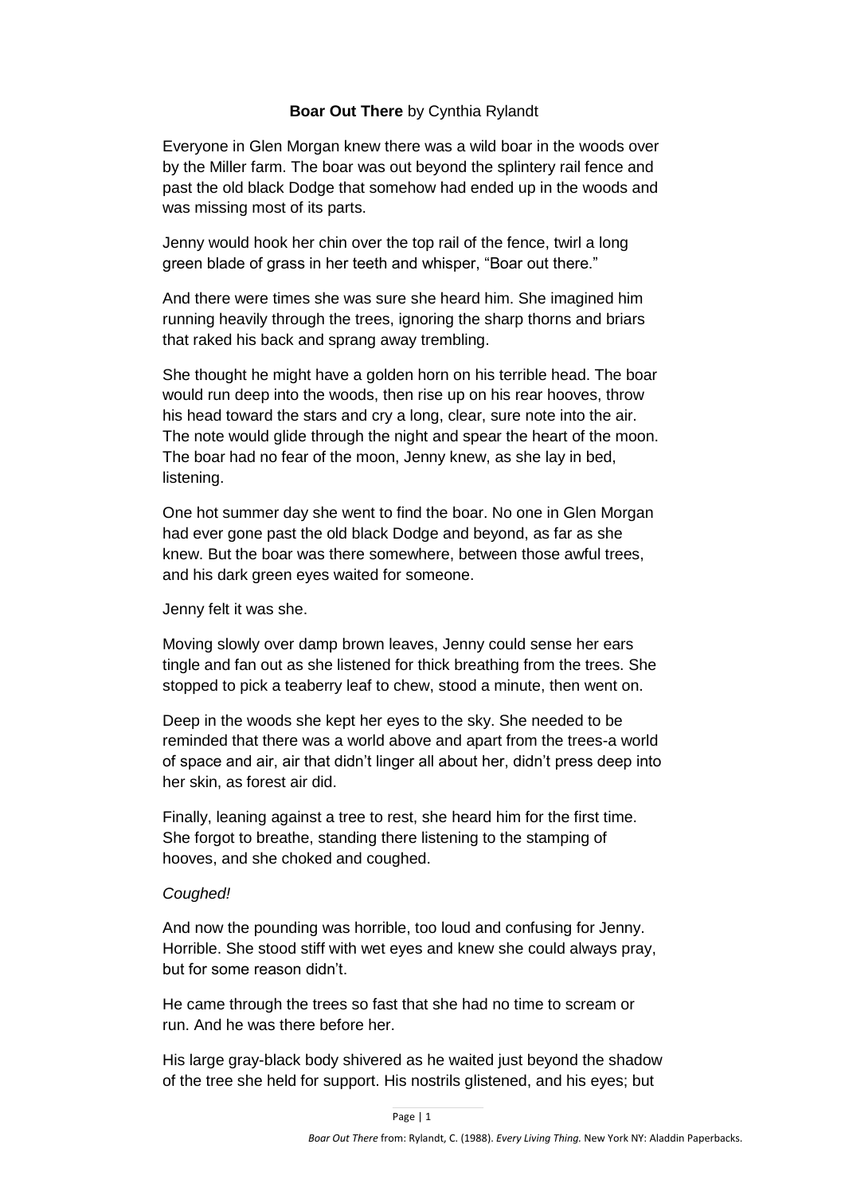**Boar Out There** by Cynthia Rylandt

Everyone in Glen Morgan knew there was a wild boar in the woods over by the Miller farm. The boar was out beyond the splintery rail fence and past the old black Dodge that somehow had ended up in the woods and was missing most of its parts.

Jenny would hook her chin over the top rail of the fence, twirl a long green blade of grass in her teeth and whisper, "Boar out there."

And there were times she was sure she heard him. She imagined him running heavily through the trees, ignoring the sharp thorns and briars that raked his back and sprang away trembling.

She thought he might have a golden horn on his terrible head. The boar would run deep into the woods, then rise up on his rear hooves, throw his head toward the stars and cry a long, clear, sure note into the air. The note would glide through the night and spear the heart of the moon. The boar had no fear of the moon, Jenny knew, as she lay in bed, listening.

One hot summer day she went to find the boar. No one in Glen Morgan had ever gone past the old black Dodge and beyond, as far as she knew. But the boar was there somewhere, between those awful trees, and his dark green eyes waited for someone.

Jenny felt it was she.

Moving slowly over damp brown leaves, Jenny could sense her ears tingle and fan out as she listened for thick breathing from the trees. She stopped to pick a teaberry leaf to chew, stood a minute, then went on.

Deep in the woods she kept her eyes to the sky. She needed to be reminded that there was a world above and apart from the trees-a world of space and air, air that didn't linger all about her, didn't press deep into her skin, as forest air did.

Finally, leaning against a tree to rest, she heard him for the first time. She forgot to breathe, standing there listening to the stamping of hooves, and she choked and coughed.

*Coughed!*

And now the pounding was horrible, too loud and confusing for Jenny. Horrible. She stood stiff with wet eyes and knew she could always pray, but for some reason didn't.

He came through the trees so fast that she had no time to scream or run. And he was there before her.

His large gray-black body shivered as he waited just beyond the shadow of the tree she held for support. His nostrils glistened, and his eyes; but

*Boar Out There* from: Rylandt, C. (1988). *Every Living Thing.* New York NY: Aladdin Paperbacks.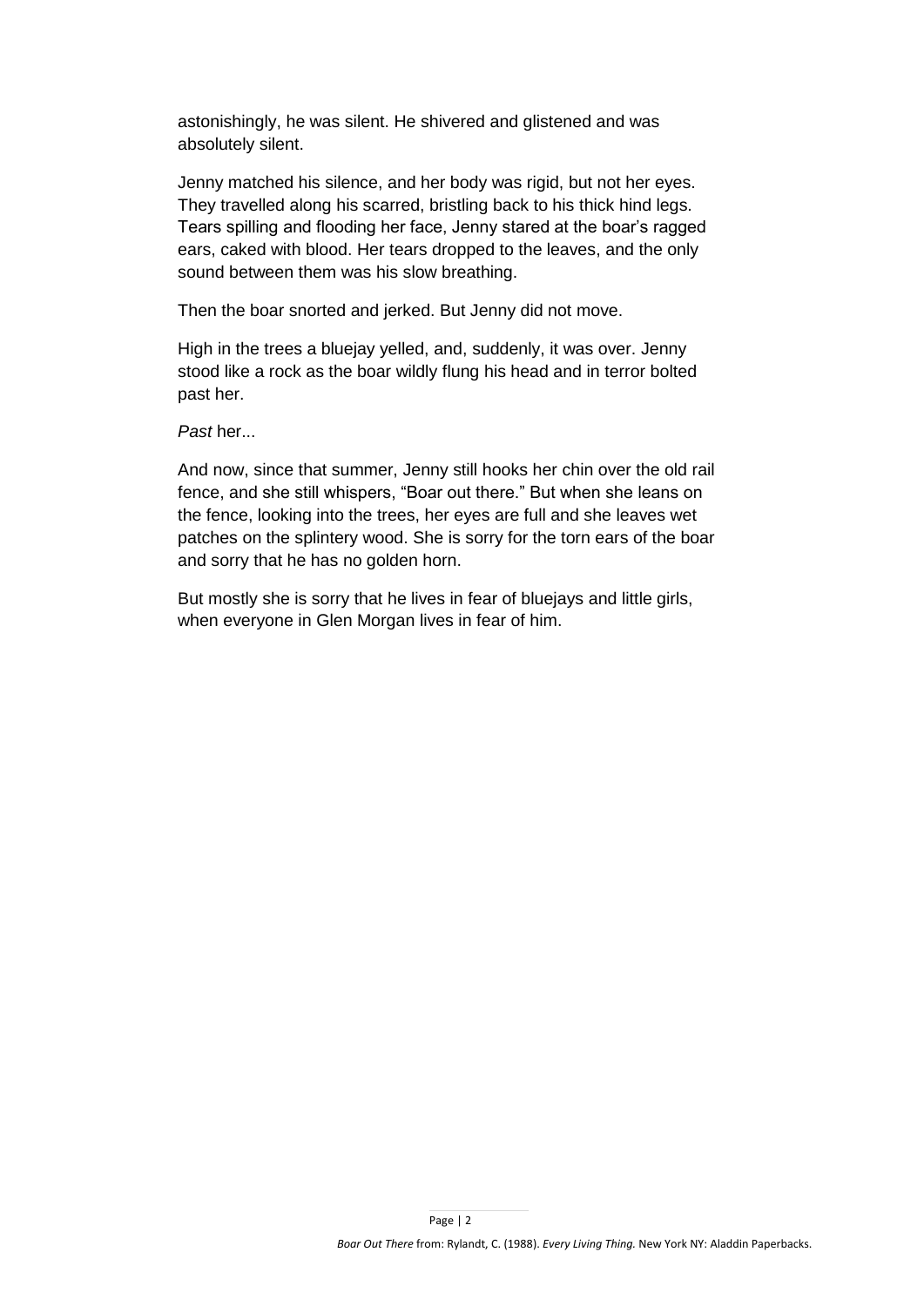astonishingly, he was silent. He shivered and glistened and was absolutely silent.

Jenny matched his silence, and her body was rigid, but not her eyes. They travelled along his scarred, bristling back to his thick hind legs. Tears spilling and flooding her face, Jenny stared at the boar's ragged ears, caked with blood. Her tears dropped to the leaves, and the only sound between them was his slow breathing.

Then the boar snorted and jerked. But Jenny did not move.

High in the trees a bluejay yelled, and, suddenly, it was over. Jenny stood like a rock as the boar wildly flung his head and in terror bolted past her.

*Past* her...

And now, since that summer, Jenny still hooks her chin over the old rail fence, and she still whispers, "Boar out there." But when she leans on the fence, looking into the trees, her eyes are full and she leaves wet patches on the splintery wood. She is sorry for the torn ears of the boar and sorry that he has no golden horn.

But mostly she is sorry that he lives in fear of bluejays and little girls, when everyone in Glen Morgan lives in fear of him.

*Boar Out There* from: Rylandt, C. (1988). *Every Living Thing.* New York NY: Aladdin Paperbacks.